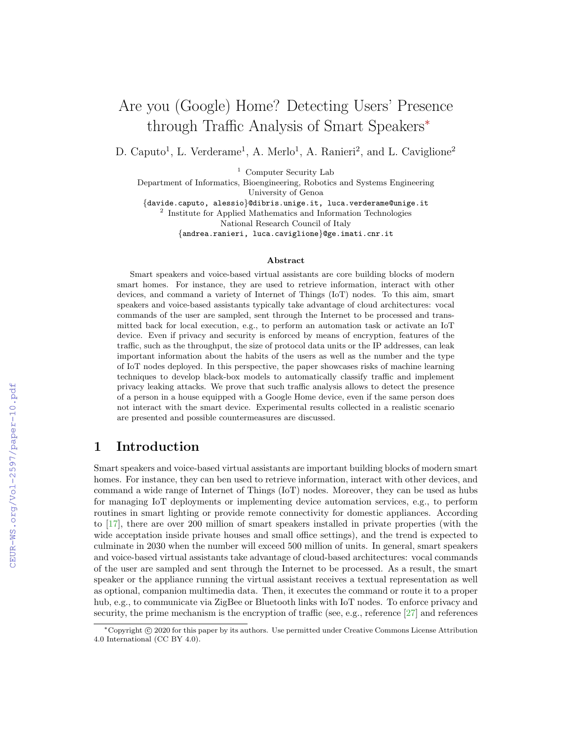# Are you (Google) Home? Detecting Users' Presence through Traffic Analysis of Smart Speakers*

D. Caputo[1], L. Verderame[1], A. Merlo[1], A. Ranieri[2], and L. Caviglione[2]

[1] Computer Security Lab
Department of Informatics, Bioengineering, Robotics and Systems Engineering
University of Genoa
{davide.caputo, alessio}@dibris.unige.it, luca.verderame@unige.it

[2] Institute for Applied Mathematics and Information Technologies
National Research Council of Italy
{andrea.ranieri, luca.caviglione}@ge.imati.cnr.it

### Abstract

Smart speakers and voice-based virtual assistants are core building blocks of modern smart homes. For instance, they are used to retrieve information, interact with other devices, and command a variety of Internet of Things (IoT) nodes. To this aim, smart speakers and voice-based assistants typically take advantage of cloud architectures: vocal commands of the user are sampled, sent through the Internet to be processed and transmitted back for local execution, e.g., to perform an automation task or activate an IoT device. Even if privacy and security is enforced by means of encryption, features of the traffic, such as the throughput, the size of protocol data units or the IP addresses, can leak important information about the habits of the users as well as the number and the type of IoT nodes deployed. In this perspective, the paper showcases risks of machine learning techniques to develop black-box models to automatically classify traffic and implement privacy leaking attacks. We prove that such traffic analysis allows to detect the presence of a person in a house equipped with a Google Home device, even if the same person does not interact with the smart device. Experimental results collected in a realistic scenario are presented and possible countermeasures are discussed.

## 1 Introduction

Smart speakers and voice-based virtual assistants are important building blocks of modern smart homes. For instance, they can ben used to retrieve information, interact with other devices, and command a wide range of Internet of Things (IoT) nodes. Moreover, they can be used as hubs for managing IoT deployments or implementing device automation services, e.g., to perform routines in smart lighting or provide remote connectivity for domestic appliances. According to [17], there are over 200 million of smart speakers installed in private properties (with the wide acceptation inside private houses and small office settings), and the trend is expected to culminate in 2030 when the number will exceed 500 million of units. In general, smart speakers and voice-based virtual assistants take advantage of cloud-based architectures: vocal commands of the user are sampled and sent through the Internet to be processed. As a result, the smart speaker or the appliance running the virtual assistant receives a textual representation as well as optional, companion multimedia data. Then, it executes the command or route it to a proper hub, e.g., to communicate via ZigBee or Bluetooth links with IoT nodes. To enforce privacy and security, the prime mechanism is the encryption of traffic (see, e.g., reference [27] and references

---

*Copyright © 2020 for this paper by its authors. Use permitted under Creative Commons License Attribution 4.0 International (CC BY 4.0).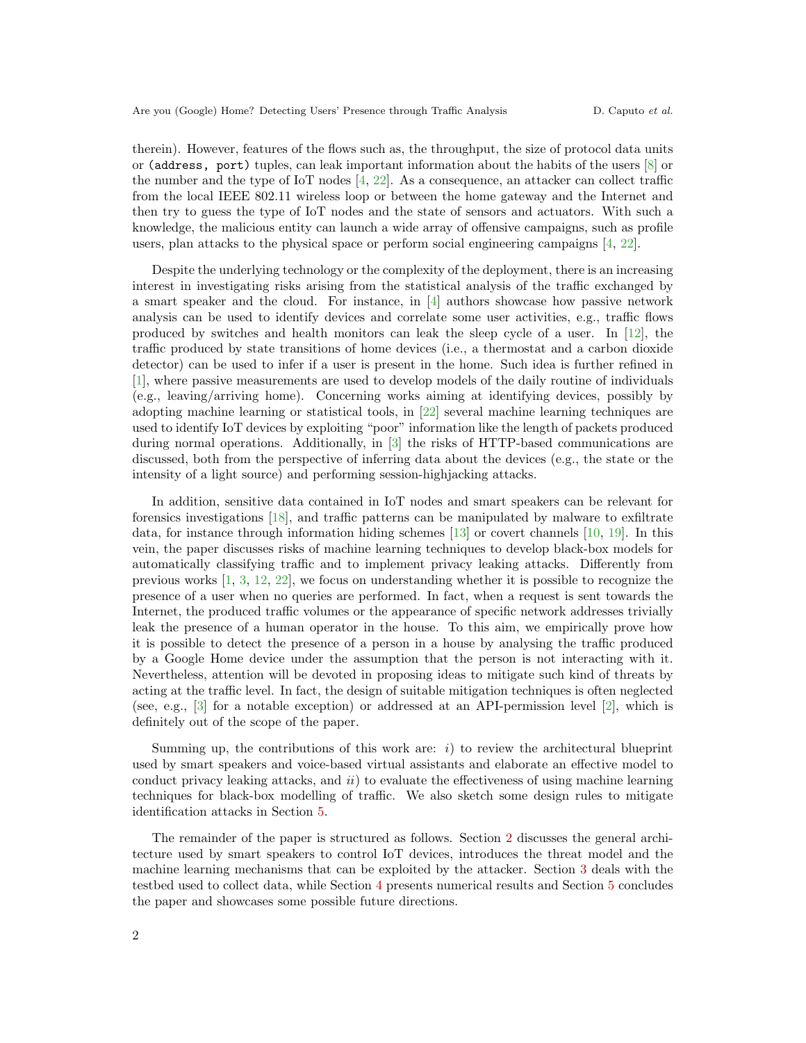therein). However, features of the flows such as, the throughput, the size of protocol data units or `(address, port)` tuples, can leak important information about the habits of the users [8] or the number and the type of IoT nodes [4, 22]. As a consequence, an attacker can collect traffic from the local IEEE 802.11 wireless loop or between the home gateway and the Internet and then try to guess the type of IoT nodes and the state of sensors and actuators. With such a knowledge, the malicious entity can launch a wide array of offensive campaigns, such as profile users, plan attacks to the physical space or perform social engineering campaigns [4, 22].

Despite the underlying technology or the complexity of the deployment, there is an increasing interest in investigating risks arising from the statistical analysis of the traffic exchanged by a smart speaker and the cloud. For instance, in [4] authors showcase how passive network analysis can be used to identify devices and correlate some user activities, e.g., traffic flows produced by switches and health monitors can leak the sleep cycle of a user. In [12], the traffic produced by state transitions of home devices (i.e., a thermostat and a carbon dioxide detector) can be used to infer if a user is present in the home. Such idea is further refined in [1], where passive measurements are used to develop models of the daily routine of individuals (e.g., leaving/arriving home). Concerning works aiming at identifying devices, possibly by adopting machine learning or statistical tools, in [22] several machine learning techniques are used to identify IoT devices by exploiting "poor" information like the length of packets produced during normal operations. Additionally, in [3] the risks of HTTP-based communications are discussed, both from the perspective of inferring data about the devices (e.g., the state or the intensity of a light source) and performing session-highjacking attacks.

In addition, sensitive data contained in IoT nodes and smart speakers can be relevant for forensics investigations [18], and traffic patterns can be manipulated by malware to exfiltrate data, for instance through information hiding schemes [13] or covert channels [10, 19]. In this vein, the paper discusses risks of machine learning techniques to develop black-box models for automatically classifying traffic and to implement privacy leaking attacks. Differently from previous works [1, 3, 12, 22], we focus on understanding whether it is possible to recognize the presence of a user when no queries are performed. In fact, when a request is sent towards the Internet, the produced traffic volumes or the appearance of specific network addresses trivially leak the presence of a human operator in the house. To this aim, we empirically prove how it is possible to detect the presence of a person in a house by analysing the traffic produced by a Google Home device under the assumption that the person is not interacting with it. Nevertheless, attention will be devoted in proposing ideas to mitigate such kind of threats by acting at the traffic level. In fact, the design of suitable mitigation techniques is often neglected (see, e.g., [3] for a notable exception) or addressed at an API-permission level [2], which is definitely out of the scope of the paper.

Summing up, the contributions of this work are: *i*) to review the architectural blueprint used by smart speakers and voice-based virtual assistants and elaborate an effective model to conduct privacy leaking attacks, and *ii*) to evaluate the effectiveness of using machine learning techniques for black-box modelling of traffic. We also sketch some design rules to mitigate identification attacks in Section 5.

The remainder of the paper is structured as follows. Section 2 discusses the general architecture used by smart speakers to control IoT devices, introduces the threat model and the machine learning mechanisms that can be exploited by the attacker. Section 3 deals with the testbed used to collect data, while Section 4 presents numerical results and Section 5 concludes the paper and showcases some possible future directions.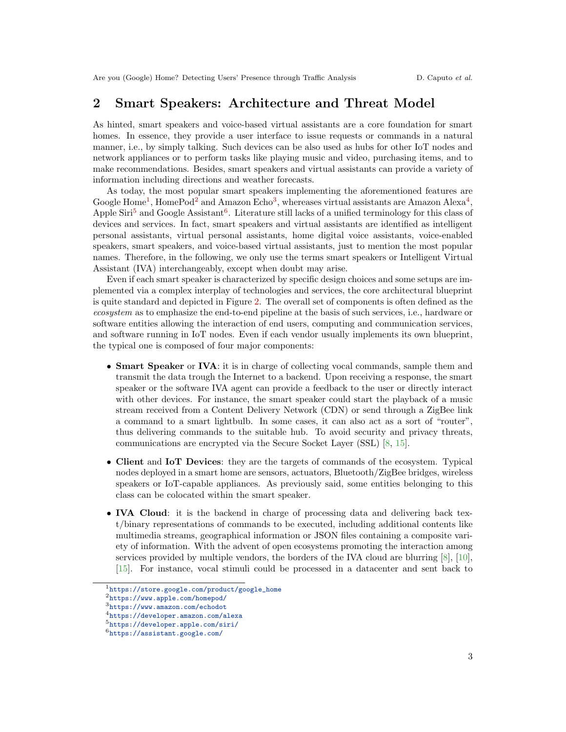## 2 Smart Speakers: Architecture and Threat Model

As hinted, smart speakers and voice-based virtual assistants are a core foundation for smart homes. In essence, they provide a user interface to issue requests or commands in a natural manner, i.e., by simply talking. Such devices can be also used as hubs for other IoT nodes and network appliances or to perform tasks like playing music and video, purchasing items, and to make recommendations. Besides, smart speakers and virtual assistants can provide a variety of information including directions and weather forecasts.

As today, the most popular smart speakers implementing the aforementioned features are Google Home[1], HomePod[2] and Amazon Echo[3], whereases virtual assistants are Amazon Alexa[4], Apple Siri[5] and Google Assistant[6]. Literature still lacks of a unified terminology for this class of devices and services. In fact, smart speakers and virtual assistants are identified as intelligent personal assistants, virtual personal assistants, home digital voice assistants, voice-enabled speakers, smart speakers, and voice-based virtual assistants, just to mention the most popular names. Therefore, in the following, we only use the terms smart speakers or Intelligent Virtual Assistant (IVA) interchangeably, except when doubt may arise.

Even if each smart speaker is characterized by specific design choices and some setups are implemented via a complex interplay of technologies and services, the core architectural blueprint is quite standard and depicted in Figure 2. The overall set of components is often defined as the *ecosystem* as to emphasize the end-to-end pipeline at the basis of such services, i.e., hardware or software entities allowing the interaction of end users, computing and communication services, and software running in IoT nodes. Even if each vendor usually implements its own blueprint, the typical one is composed of four major components:

- **Smart Speaker** or **IVA**: it is in charge of collecting vocal commands, sample them and transmit the data trough the Internet to a backend. Upon receiving a response, the smart speaker or the software IVA agent can provide a feedback to the user or directly interact with other devices. For instance, the smart speaker could start the playback of a music stream received from a Content Delivery Network (CDN) or send through a ZigBee link a command to a smart lightbulb. In some cases, it can also act as a sort of "router", thus delivering commands to the suitable hub. To avoid security and privacy threats, communications are encrypted via the Secure Socket Layer (SSL) [8, 15].
- **Client** and **IoT Devices**: they are the targets of commands of the ecosystem. Typical nodes deployed in a smart home are sensors, actuators, Bluetooth/ZigBee bridges, wireless speakers or IoT-capable appliances. As previously said, some entities belonging to this class can be colocated within the smart speaker.
- **IVA Cloud**: it is the backend in charge of processing data and delivering back text/binary representations of commands to be executed, including additional contents like multimedia streams, geographical information or JSON files containing a composite variety of information. With the advent of open ecosystems promoting the interaction among services provided by multiple vendors, the borders of the IVA cloud are blurring [8], [10], [15]. For instance, vocal stimuli could be processed in a datacenter and sent back to

[1] https://store.google.com/product/google_home

[2] https://www.apple.com/homepod/

[3] https://www.amazon.com/echodot

[4] https://developer.amazon.com/alexa

[5] https://developer.apple.com/siri/

[6] https://assistant.google.com/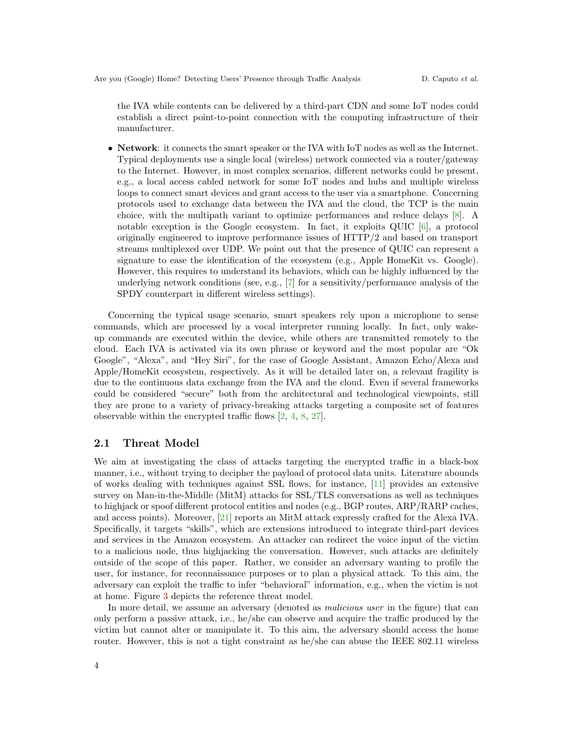the IVA while contents can be delivered by a third-part CDN and some IoT nodes could establish a direct point-to-point connection with the computing infrastructure of their manufacturer.

- **Network**: it connects the smart speaker or the IVA with IoT nodes as well as the Internet. Typical deployments use a single local (wireless) network connected via a router/gateway to the Internet. However, in most complex scenarios, different networks could be present, e.g., a local access cabled network for some IoT nodes and hubs and multiple wireless loops to connect smart devices and grant access to the user via a smartphone. Concerning protocols used to exchange data between the IVA and the cloud, the TCP is the main choice, with the multipath variant to optimize performances and reduce delays [8]. A notable exception is the Google ecosystem. In fact, it exploits QUIC [6], a protocol originally engineered to improve performance issues of HTTP/2 and based on transport streams multiplexed over UDP. We point out that the presence of QUIC can represent a signature to ease the identification of the ecosystem (e.g., Apple HomeKit vs. Google). However, this requires to understand its behaviors, which can be highly influenced by the underlying network conditions (see, e.g., [7] for a sensitivity/performance analysis of the SPDY counterpart in different wireless settings).

Concerning the typical usage scenario, smart speakers rely upon a microphone to sense commands, which are processed by a vocal interpreter running locally. In fact, only wake-up commands are executed within the device, while others are transmitted remotely to the cloud. Each IVA is activated via its own phrase or keyword and the most popular are "Ok Google", "Alexa", and "Hey Siri", for the case of Google Assistant, Amazon Echo/Alexa and Apple/HomeKit ecosystem, respectively. As it will be detailed later on, a relevant fragility is due to the continuous data exchange from the IVA and the cloud. Even if several frameworks could be considered "secure" both from the architectural and technological viewpoints, still they are prone to a variety of privacy-breaking attacks targeting a composite set of features observable within the encrypted traffic flows [2, 4, 8, 27].

### 2.1 Threat Model

We aim at investigating the class of attacks targeting the encrypted traffic in a black-box manner, i.e., without trying to decipher the payload of protocol data units. Literature abounds of works dealing with techniques against SSL flows, for instance, [11] provides an extensive survey on Man-in-the-Middle (MitM) attacks for SSL/TLS conversations as well as techniques to highjack or spoof different protocol entities and nodes (e.g., BGP routes, ARP/RARP caches, and access points). Moreover, [21] reports an MitM attack expressly crafted for the Alexa IVA. Specifically, it targets "skills", which are extensions introduced to integrate third-part devices and services in the Amazon ecosystem. An attacker can redirect the voice input of the victim to a malicious node, thus highjacking the conversation. However, such attacks are definitely outside of the scope of this paper. Rather, we consider an adversary wanting to profile the user, for instance, for reconnaissance purposes or to plan a physical attack. To this aim, the adversary can exploit the traffic to infer "behavioral" information, e.g., when the victim is not at home. Figure 3 depicts the reference threat model.

In more detail, we assume an adversary (denoted as *malicious user* in the figure) that can only perform a passive attack, i.e., he/she can observe and acquire the traffic produced by the victim but cannot alter or manipulate it. To this aim, the adversary should access the home router. However, this is not a tight constraint as he/she can abuse the IEEE 802.11 wireless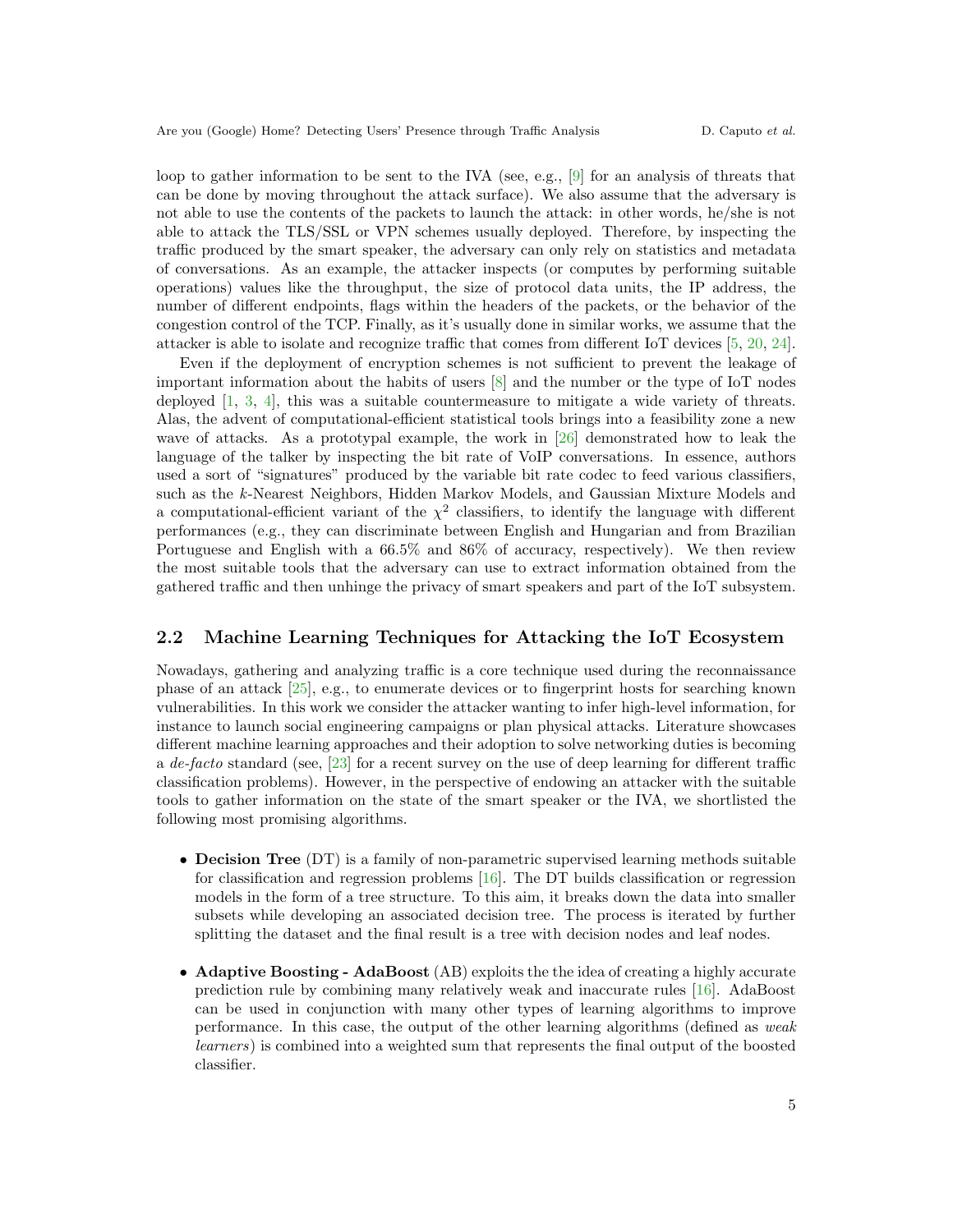loop to gather information to be sent to the IVA (see, e.g., [9] for an analysis of threats that can be done by moving throughout the attack surface). We also assume that the adversary is not able to use the contents of the packets to launch the attack: in other words, he/she is not able to attack the TLS/SSL or VPN schemes usually deployed. Therefore, by inspecting the traffic produced by the smart speaker, the adversary can only rely on statistics and metadata of conversations. As an example, the attacker inspects (or computes by performing suitable operations) values like the throughput, the size of protocol data units, the IP address, the number of different endpoints, flags within the headers of the packets, or the behavior of the congestion control of the TCP. Finally, as it's usually done in similar works, we assume that the attacker is able to isolate and recognize traffic that comes from different IoT devices [5, 20, 24].

Even if the deployment of encryption schemes is not sufficient to prevent the leakage of important information about the habits of users [8] and the number or the type of IoT nodes deployed [1, 3, 4], this was a suitable countermeasure to mitigate a wide variety of threats. Alas, the advent of computational-efficient statistical tools brings into a feasibility zone a new wave of attacks. As a prototypal example, the work in [26] demonstrated how to leak the language of the talker by inspecting the bit rate of VoIP conversations. In essence, authors used a sort of "signatures" produced by the variable bit rate codec to feed various classifiers, such as the $k$-Nearest Neighbors, Hidden Markov Models, and Gaussian Mixture Models and a computational-efficient variant of the $\chi^2$ classifiers, to identify the language with different performances (e.g., they can discriminate between English and Hungarian and from Brazilian Portuguese and English with a 66.5% and 86% of accuracy, respectively). We then review the most suitable tools that the adversary can use to extract information obtained from the gathered traffic and then unhinge the privacy of smart speakers and part of the IoT subsystem.

## 2.2 Machine Learning Techniques for Attacking the IoT Ecosystem

Nowadays, gathering and analyzing traffic is a core technique used during the reconnaissance phase of an attack [25], e.g., to enumerate devices or to fingerprint hosts for searching known vulnerabilities. In this work we consider the attacker wanting to infer high-level information, for instance to launch social engineering campaigns or plan physical attacks. Literature showcases different machine learning approaches and their adoption to solve networking duties is becoming a *de-facto* standard (see, [23] for a recent survey on the use of deep learning for different traffic classification problems). However, in the perspective of endowing an attacker with the suitable tools to gather information on the state of the smart speaker or the IVA, we shortlisted the following most promising algorithms.

- **Decision Tree** (DT) is a family of non-parametric supervised learning methods suitable for classification and regression problems [16]. The DT builds classification or regression models in the form of a tree structure. To this aim, it breaks down the data into smaller subsets while developing an associated decision tree. The process is iterated by further splitting the dataset and the final result is a tree with decision nodes and leaf nodes.

- **Adaptive Boosting - AdaBoost** (AB) exploits the the idea of creating a highly accurate prediction rule by combining many relatively weak and inaccurate rules [16]. AdaBoost can be used in conjunction with many other types of learning algorithms to improve performance. In this case, the output of the other learning algorithms (defined as *weak learners*) is combined into a weighted sum that represents the final output of the boosted classifier.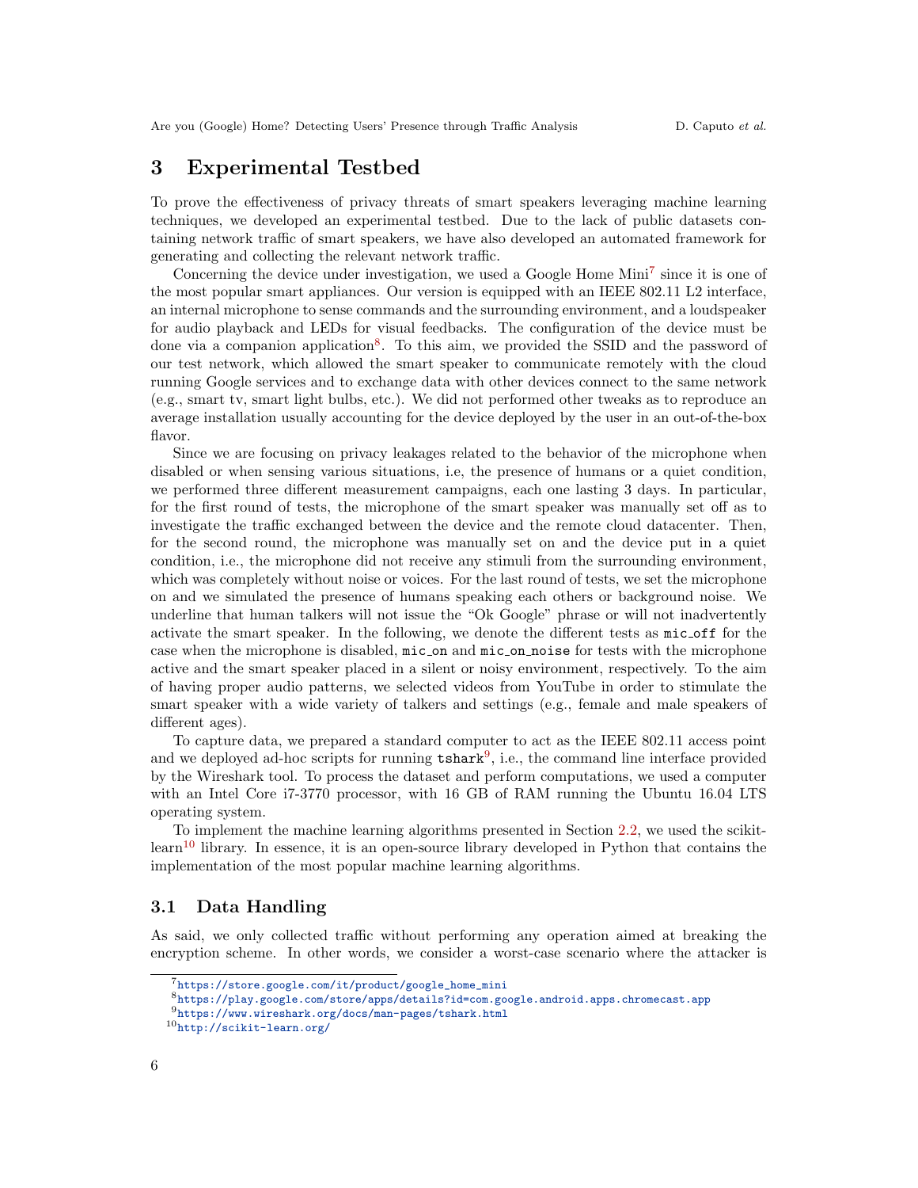## 3 Experimental Testbed

To prove the effectiveness of privacy threats of smart speakers leveraging machine learning techniques, we developed an experimental testbed. Due to the lack of public datasets containing network traffic of smart speakers, we have also developed an automated framework for generating and collecting the relevant network traffic.

Concerning the device under investigation, we used a Google Home Mini[7] since it is one of the most popular smart appliances. Our version is equipped with an IEEE 802.11 L2 interface, an internal microphone to sense commands and the surrounding environment, and a loudspeaker for audio playback and LEDs for visual feedbacks. The configuration of the device must be done via a companion application[8]. To this aim, we provided the SSID and the password of our test network, which allowed the smart speaker to communicate remotely with the cloud running Google services and to exchange data with other devices connect to the same network (e.g., smart tv, smart light bulbs, etc.). We did not performed other tweaks as to reproduce an average installation usually accounting for the device deployed by the user in an out-of-the-box flavor.

Since we are focusing on privacy leakages related to the behavior of the microphone when disabled or when sensing various situations, i.e, the presence of humans or a quiet condition, we performed three different measurement campaigns, each one lasting 3 days. In particular, for the first round of tests, the microphone of the smart speaker was manually set off as to investigate the traffic exchanged between the device and the remote cloud datacenter. Then, for the second round, the microphone was manually set on and the device put in a quiet condition, i.e., the microphone did not receive any stimuli from the surrounding environment, which was completely without noise or voices. For the last round of tests, we set the microphone on and we simulated the presence of humans speaking each others or background noise. We underline that human talkers will not issue the "Ok Google" phrase or will not inadvertently activate the smart speaker. In the following, we denote the different tests as `mic_off` for the case when the microphone is disabled, `mic_on` and `mic_on_noise` for tests with the microphone active and the smart speaker placed in a silent or noisy environment, respectively. To the aim of having proper audio patterns, we selected videos from YouTube in order to stimulate the smart speaker with a wide variety of talkers and settings (e.g., female and male speakers of different ages).

To capture data, we prepared a standard computer to act as the IEEE 802.11 access point and we deployed ad-hoc scripts for running `tshark`[9], i.e., the command line interface provided by the Wireshark tool. To process the dataset and perform computations, we used a computer with an Intel Core i7-3770 processor, with 16 GB of RAM running the Ubuntu 16.04 LTS operating system.

To implement the machine learning algorithms presented in Section 2.2, we used the scikit-learn[10] library. In essence, it is an open-source library developed in Python that contains the implementation of the most popular machine learning algorithms.

### 3.1 Data Handling

As said, we only collected traffic without performing any operation aimed at breaking the encryption scheme. In other words, we consider a worst-case scenario where the attacker is

[7] https://store.google.com/it/product/google_home_mini
[8] https://play.google.com/store/apps/details?id=com.google.android.apps.chromecast.app
[9] https://www.wireshark.org/docs/man-pages/tshark.html
[10] http://scikit-learn.org/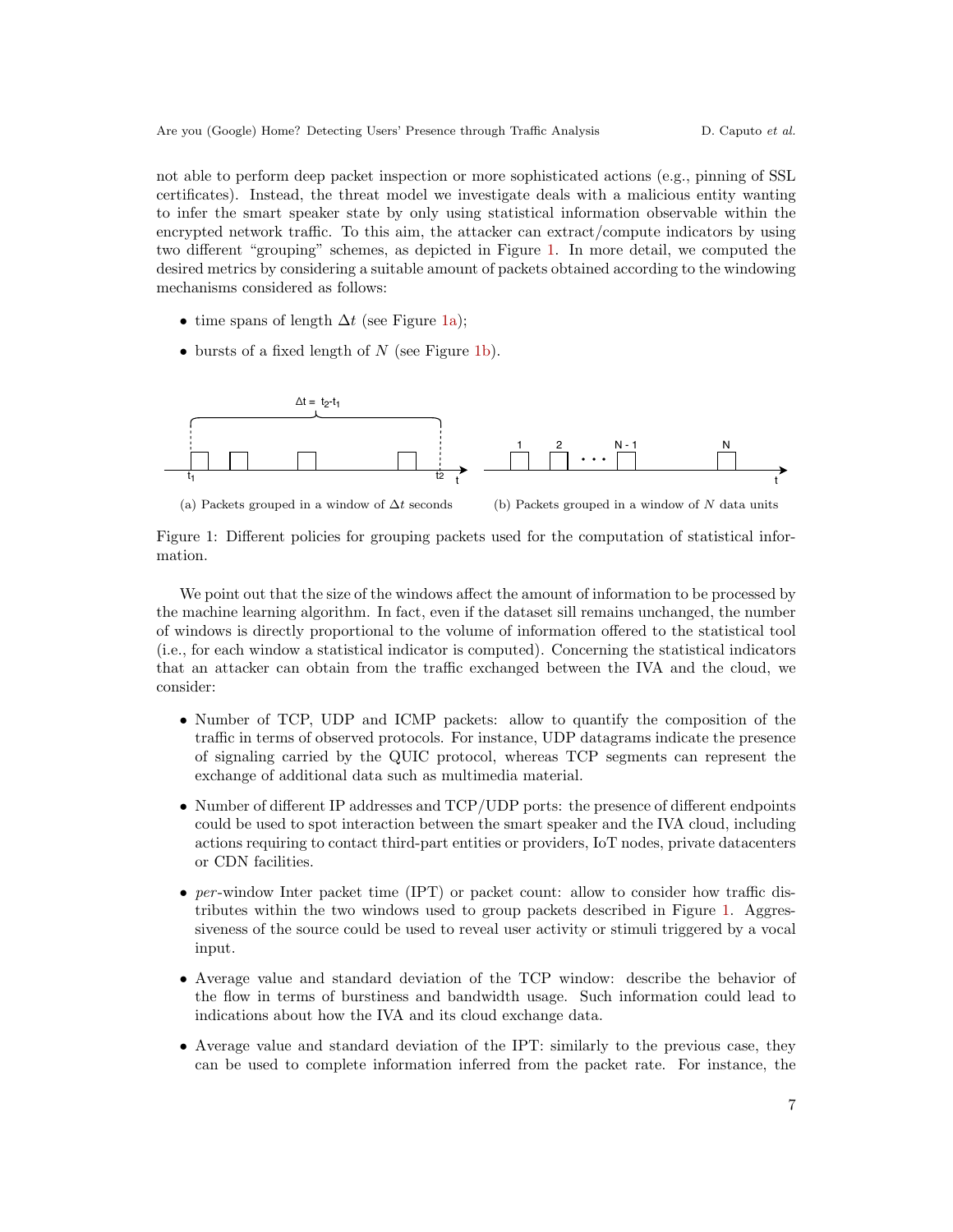not able to perform deep packet inspection or more sophisticated actions (e.g., pinning of SSL certificates). Instead, the threat model we investigate deals with a malicious entity wanting to infer the smart speaker state by only using statistical information observable within the encrypted network traffic. To this aim, the attacker can extract/compute indicators by using two different "grouping" schemes, as depicted in Figure 1. In more detail, we computed the desired metrics by considering a suitable amount of packets obtained according to the windowing mechanisms considered as follows:

- time spans of length $\Delta t$ (see Figure 1a);
- bursts of a fixed length of $N$ (see Figure 1b).

(a) Packets grouped in a window of $\Delta t$ seconds

(b) Packets grouped in a window of $N$ data units

Figure 1: Different policies for grouping packets used for the computation of statistical information.

We point out that the size of the windows affect the amount of information to be processed by the machine learning algorithm. In fact, even if the dataset sill remains unchanged, the number of windows is directly proportional to the volume of information offered to the statistical tool (i.e., for each window a statistical indicator is computed). Concerning the statistical indicators that an attacker can obtain from the traffic exchanged between the IVA and the cloud, we consider:

- Number of TCP, UDP and ICMP packets: allow to quantify the composition of the traffic in terms of observed protocols. For instance, UDP datagrams indicate the presence of signaling carried by the QUIC protocol, whereas TCP segments can represent the exchange of additional data such as multimedia material.
- Number of different IP addresses and TCP/UDP ports: the presence of different endpoints could be used to spot interaction between the smart speaker and the IVA cloud, including actions requiring to contact third-part entities or providers, IoT nodes, private datacenters or CDN facilities.
- *per*-window Inter packet time (IPT) or packet count: allow to consider how traffic distributes within the two windows used to group packets described in Figure 1. Aggressiveness of the source could be used to reveal user activity or stimuli triggered by a vocal input.
- Average value and standard deviation of the TCP window: describe the behavior of the flow in terms of burstiness and bandwidth usage. Such information could lead to indications about how the IVA and its cloud exchange data.
- Average value and standard deviation of the IPT: similarly to the previous case, they can be used to complete information inferred from the packet rate. For instance, the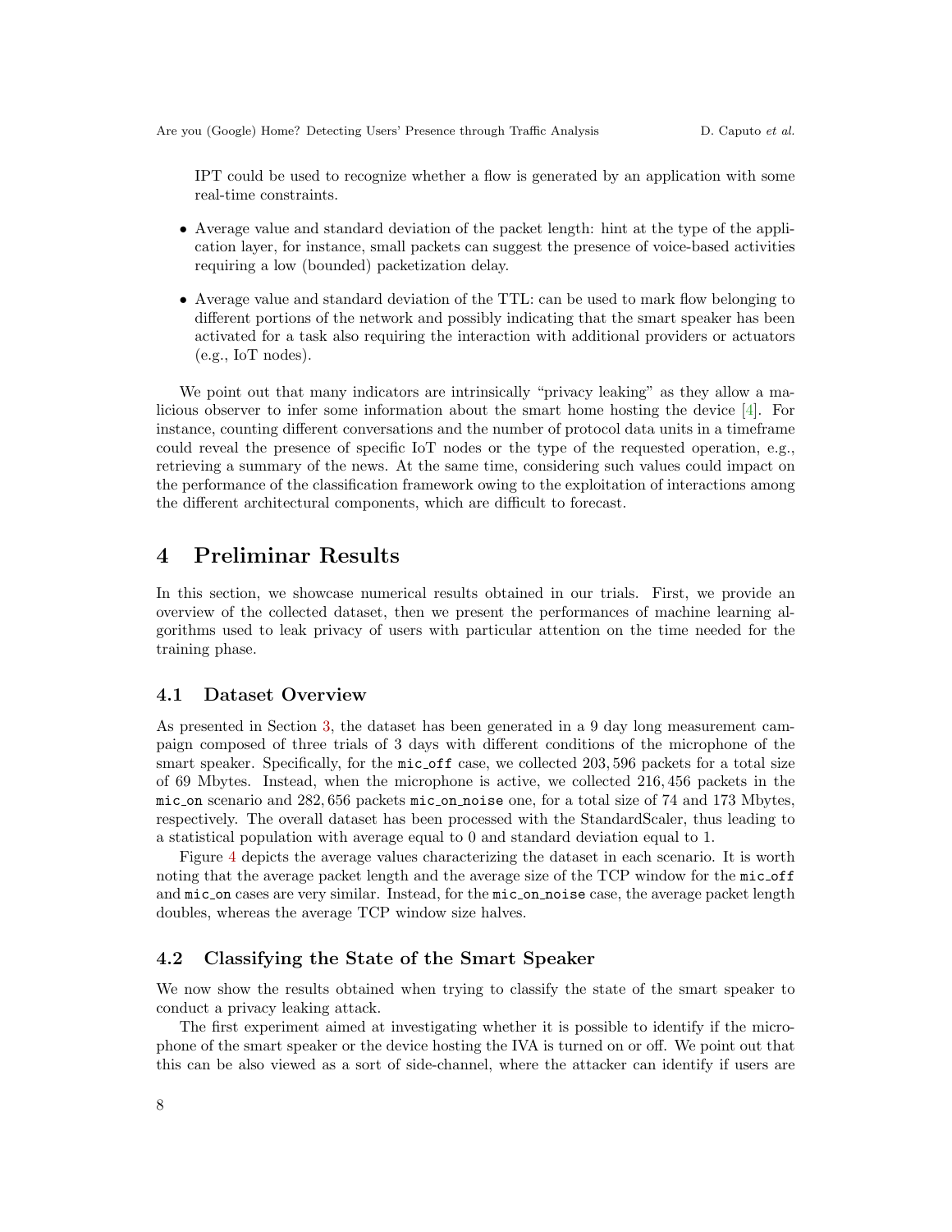IPT could be used to recognize whether a flow is generated by an application with some real-time constraints.

- Average value and standard deviation of the packet length: hint at the type of the application layer, for instance, small packets can suggest the presence of voice-based activities requiring a low (bounded) packetization delay.
- Average value and standard deviation of the TTL: can be used to mark flow belonging to different portions of the network and possibly indicating that the smart speaker has been activated for a task also requiring the interaction with additional providers or actuators (e.g., IoT nodes).

We point out that many indicators are intrinsically "privacy leaking" as they allow a malicious observer to infer some information about the smart home hosting the device [4]. For instance, counting different conversations and the number of protocol data units in a timeframe could reveal the presence of specific IoT nodes or the type of the requested operation, e.g., retrieving a summary of the news. At the same time, considering such values could impact on the performance of the classification framework owing to the exploitation of interactions among the different architectural components, which are difficult to forecast.

# 4 Preliminar Results

In this section, we showcase numerical results obtained in our trials. First, we provide an overview of the collected dataset, then we present the performances of machine learning algorithms used to leak privacy of users with particular attention on the time needed for the training phase.

## 4.1 Dataset Overview

As presented in Section 3, the dataset has been generated in a 9 day long measurement campaign composed of three trials of 3 days with different conditions of the microphone of the smart speaker. Specifically, for the `mic_off` case, we collected 203,596 packets for a total size of 69 Mbytes. Instead, when the microphone is active, we collected 216,456 packets in the `mic_on` scenario and 282,656 packets `mic_on_noise` one, for a total size of 74 and 173 Mbytes, respectively. The overall dataset has been processed with the StandardScaler, thus leading to a statistical population with average equal to 0 and standard deviation equal to 1.

Figure 4 depicts the average values characterizing the dataset in each scenario. It is worth noting that the average packet length and the average size of the TCP window for the `mic_off` and `mic_on` cases are very similar. Instead, for the `mic_on_noise` case, the average packet length doubles, whereas the average TCP window size halves.

## 4.2 Classifying the State of the Smart Speaker

We now show the results obtained when trying to classify the state of the smart speaker to conduct a privacy leaking attack.

The first experiment aimed at investigating whether it is possible to identify if the microphone of the smart speaker or the device hosting the IVA is turned on or off. We point out that this can be also viewed as a sort of side-channel, where the attacker can identify if users are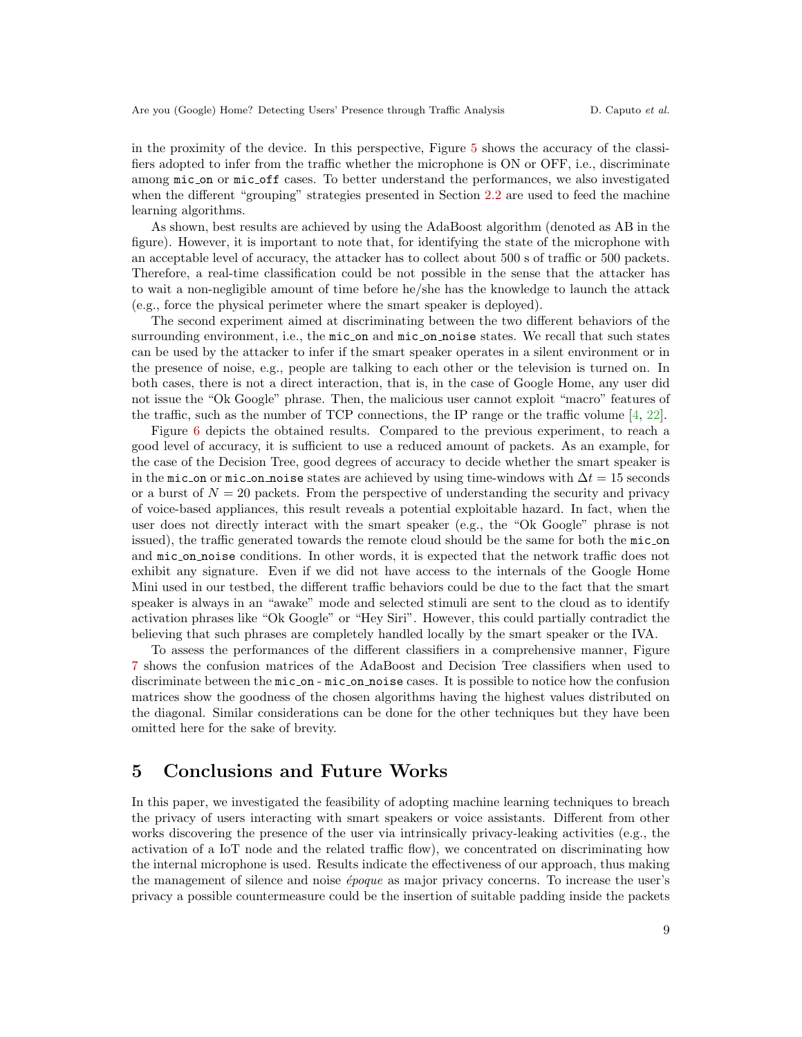in the proximity of the device. In this perspective, Figure 5 shows the accuracy of the classifiers adopted to infer from the traffic whether the microphone is ON or OFF, i.e., discriminate among `mic_on` or `mic_off` cases. To better understand the performances, we also investigated when the different "grouping" strategies presented in Section 2.2 are used to feed the machine learning algorithms.

As shown, best results are achieved by using the AdaBoost algorithm (denoted as AB in the figure). However, it is important to note that, for identifying the state of the microphone with an acceptable level of accuracy, the attacker has to collect about 500 s of traffic or 500 packets. Therefore, a real-time classification could be not possible in the sense that the attacker has to wait a non-negligible amount of time before he/she has the knowledge to launch the attack (e.g., force the physical perimeter where the smart speaker is deployed).

The second experiment aimed at discriminating between the two different behaviors of the surrounding environment, i.e., the `mic_on` and `mic_on_noise` states. We recall that such states can be used by the attacker to infer if the smart speaker operates in a silent environment or in the presence of noise, e.g., people are talking to each other or the television is turned on. In both cases, there is not a direct interaction, that is, in the case of Google Home, any user did not issue the "Ok Google" phrase. Then, the malicious user cannot exploit "macro" features of the traffic, such as the number of TCP connections, the IP range or the traffic volume [4, 22].

Figure 6 depicts the obtained results. Compared to the previous experiment, to reach a good level of accuracy, it is sufficient to use a reduced amount of packets. As an example, for the case of the Decision Tree, good degrees of accuracy to decide whether the smart speaker is in the `mic_on` or `mic_on_noise` states are achieved by using time-windows with $\Delta t = 15$ seconds or a burst of $N = 20$ packets. From the perspective of understanding the security and privacy of voice-based appliances, this result reveals a potential exploitable hazard. In fact, when the user does not directly interact with the smart speaker (e.g., the "Ok Google" phrase is not issued), the traffic generated towards the remote cloud should be the same for both the `mic_on` and `mic_on_noise` conditions. In other words, it is expected that the network traffic does not exhibit any signature. Even if we did not have access to the internals of the Google Home Mini used in our testbed, the different traffic behaviors could be due to the fact that the smart speaker is always in an "awake" mode and selected stimuli are sent to the cloud as to identify activation phrases like "Ok Google" or "Hey Siri". However, this could partially contradict the believing that such phrases are completely handled locally by the smart speaker or the IVA.

To assess the performances of the different classifiers in a comprehensive manner, Figure 7 shows the confusion matrices of the AdaBoost and Decision Tree classifiers when used to discriminate between the `mic_on` - `mic_on_noise` cases. It is possible to notice how the confusion matrices show the goodness of the chosen algorithms having the highest values distributed on the diagonal. Similar considerations can be done for the other techniques but they have been omitted here for the sake of brevity.

# 5 Conclusions and Future Works

In this paper, we investigated the feasibility of adopting machine learning techniques to breach the privacy of users interacting with smart speakers or voice assistants. Different from other works discovering the presence of the user via intrinsically privacy-leaking activities (e.g., the activation of a IoT node and the related traffic flow), we concentrated on discriminating how the internal microphone is used. Results indicate the effectiveness of our approach, thus making the management of silence and noise *époque* as major privacy concerns. To increase the user's privacy a possible countermeasure could be the insertion of suitable padding inside the packets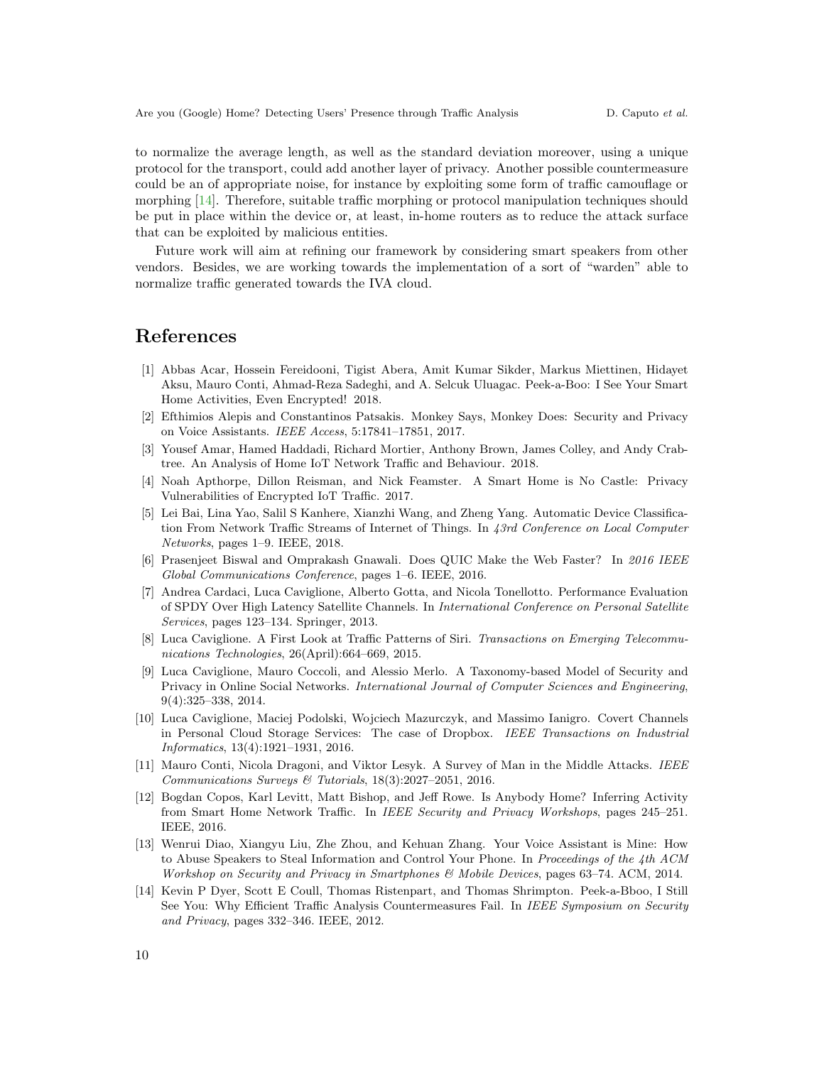to normalize the average length, as well as the standard deviation moreover, using a unique protocol for the transport, could add another layer of privacy. Another possible countermeasure could be an of appropriate noise, for instance by exploiting some form of traffic camouflage or morphing [14]. Therefore, suitable traffic morphing or protocol manipulation techniques should be put in place within the device or, at least, in-home routers as to reduce the attack surface that can be exploited by malicious entities.

Future work will aim at refining our framework by considering smart speakers from other vendors. Besides, we are working towards the implementation of a sort of "warden" able to normalize traffic generated towards the IVA cloud.

## References

[1] Abbas Acar, Hossein Fereidooni, Tigist Abera, Amit Kumar Sikder, Markus Miettinen, Hidayet Aksu, Mauro Conti, Ahmad-Reza Sadeghi, and A. Selcuk Uluagac. Peek-a-Boo: I See Your Smart Home Activities, Even Encrypted! 2018.

[2] Efthimios Alepis and Constantinos Patsakis. Monkey Says, Monkey Does: Security and Privacy on Voice Assistants. *IEEE Access*, 5:17841–17851, 2017.

[3] Yousef Amar, Hamed Haddadi, Richard Mortier, Anthony Brown, James Colley, and Andy Crabtree. An Analysis of Home IoT Network Traffic and Behaviour. 2018.

[4] Noah Apthorpe, Dillon Reisman, and Nick Feamster. A Smart Home is No Castle: Privacy Vulnerabilities of Encrypted IoT Traffic. 2017.

[5] Lei Bai, Lina Yao, Salil S Kanhere, Xianzhi Wang, and Zheng Yang. Automatic Device Classification From Network Traffic Streams of Internet of Things. In *43rd Conference on Local Computer Networks*, pages 1–9. IEEE, 2018.

[6] Prasenjeet Biswal and Omprakash Gnawali. Does QUIC Make the Web Faster? In *2016 IEEE Global Communications Conference*, pages 1–6. IEEE, 2016.

[7] Andrea Cardaci, Luca Caviglione, Alberto Gotta, and Nicola Tonellotto. Performance Evaluation of SPDY Over High Latency Satellite Channels. In *International Conference on Personal Satellite Services*, pages 123–134. Springer, 2013.

[8] Luca Caviglione. A First Look at Traffic Patterns of Siri. *Transactions on Emerging Telecommunications Technologies*, 26(April):664–669, 2015.

[9] Luca Caviglione, Mauro Coccoli, and Alessio Merlo. A Taxonomy-based Model of Security and Privacy in Online Social Networks. *International Journal of Computer Sciences and Engineering*, 9(4):325–338, 2014.

[10] Luca Caviglione, Maciej Podolski, Wojciech Mazurczyk, and Massimo Ianigro. Covert Channels in Personal Cloud Storage Services: The case of Dropbox. *IEEE Transactions on Industrial Informatics*, 13(4):1921–1931, 2016.

[11] Mauro Conti, Nicola Dragoni, and Viktor Lesyk. A Survey of Man in the Middle Attacks. *IEEE Communications Surveys & Tutorials*, 18(3):2027–2051, 2016.

[12] Bogdan Copos, Karl Levitt, Matt Bishop, and Jeff Rowe. Is Anybody Home? Inferring Activity from Smart Home Network Traffic. In *IEEE Security and Privacy Workshops*, pages 245–251. IEEE, 2016.

[13] Wenrui Diao, Xiangyu Liu, Zhe Zhou, and Kehuan Zhang. Your Voice Assistant is Mine: How to Abuse Speakers to Steal Information and Control Your Phone. In *Proceedings of the 4th ACM Workshop on Security and Privacy in Smartphones & Mobile Devices*, pages 63–74. ACM, 2014.

[14] Kevin P Dyer, Scott E Coull, Thomas Ristenpart, and Thomas Shrimpton. Peek-a-Bboo, I Still See You: Why Efficient Traffic Analysis Countermeasures Fail. In *IEEE Symposium on Security and Privacy*, pages 332–346. IEEE, 2012.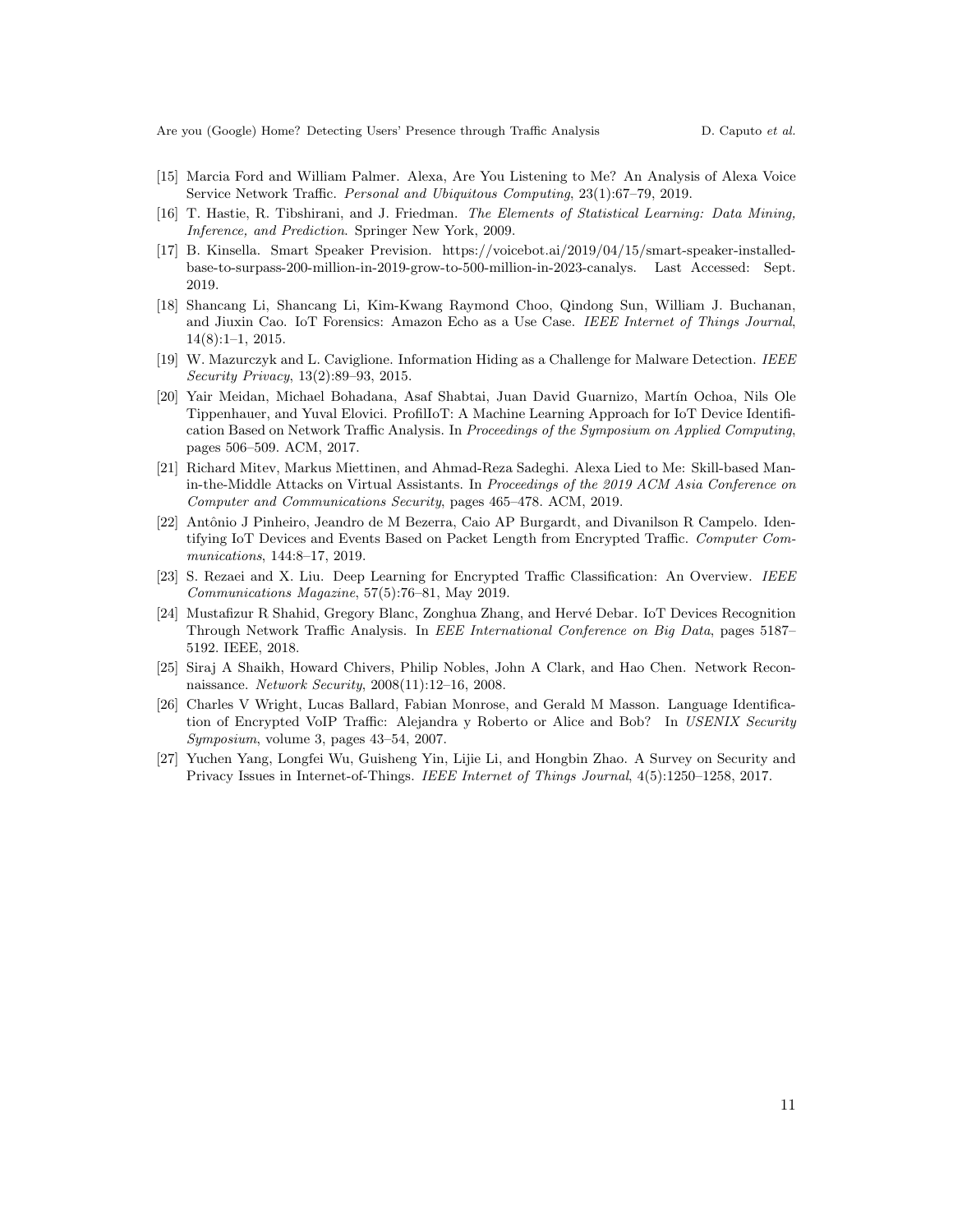[15] Marcia Ford and William Palmer. Alexa, Are You Listening to Me? An Analysis of Alexa Voice Service Network Traffic. *Personal and Ubiquitous Computing*, 23(1):67–79, 2019.

[16] T. Hastie, R. Tibshirani, and J. Friedman. *The Elements of Statistical Learning: Data Mining, Inference, and Prediction*. Springer New York, 2009.

[17] B. Kinsella. Smart Speaker Prevision. https://voicebot.ai/2019/04/15/smart-speaker-installed-base-to-surpass-200-million-in-2019-grow-to-500-million-in-2023-canalys. Last Accessed: Sept. 2019.

[18] Shancang Li, Shancang Li, Kim-Kwang Raymond Choo, Qindong Sun, William J. Buchanan, and Jiuxin Cao. IoT Forensics: Amazon Echo as a Use Case. *IEEE Internet of Things Journal*, 14(8):1–1, 2015.

[19] W. Mazurczyk and L. Caviglione. Information Hiding as a Challenge for Malware Detection. *IEEE Security Privacy*, 13(2):89–93, 2015.

[20] Yair Meidan, Michael Bohadana, Asaf Shabtai, Juan David Guarnizo, Martín Ochoa, Nils Ole Tippenhauer, and Yuval Elovici. ProfilIoT: A Machine Learning Approach for IoT Device Identification Based on Network Traffic Analysis. In *Proceedings of the Symposium on Applied Computing*, pages 506–509. ACM, 2017.

[21] Richard Mitev, Markus Miettinen, and Ahmad-Reza Sadeghi. Alexa Lied to Me: Skill-based Man-in-the-Middle Attacks on Virtual Assistants. In *Proceedings of the 2019 ACM Asia Conference on Computer and Communications Security*, pages 465–478. ACM, 2019.

[22] Antônio J Pinheiro, Jeandro de M Bezerra, Caio AP Burgardt, and Divanilson R Campelo. Identifying IoT Devices and Events Based on Packet Length from Encrypted Traffic. *Computer Communications*, 144:8–17, 2019.

[23] S. Rezaei and X. Liu. Deep Learning for Encrypted Traffic Classification: An Overview. *IEEE Communications Magazine*, 57(5):76–81, May 2019.

[24] Mustafizur R Shahid, Gregory Blanc, Zonghua Zhang, and Hervé Debar. IoT Devices Recognition Through Network Traffic Analysis. In *EEE International Conference on Big Data*, pages 5187–5192. IEEE, 2018.

[25] Siraj A Shaikh, Howard Chivers, Philip Nobles, John A Clark, and Hao Chen. Network Reconnaissance. *Network Security*, 2008(11):12–16, 2008.

[26] Charles V Wright, Lucas Ballard, Fabian Monrose, and Gerald M Masson. Language Identification of Encrypted VoIP Traffic: Alejandra y Roberto or Alice and Bob? In *USENIX Security Symposium*, volume 3, pages 43–54, 2007.

[27] Yuchen Yang, Longfei Wu, Guisheng Yin, Lijie Li, and Hongbin Zhao. A Survey on Security and Privacy Issues in Internet-of-Things. *IEEE Internet of Things Journal*, 4(5):1250–1258, 2017.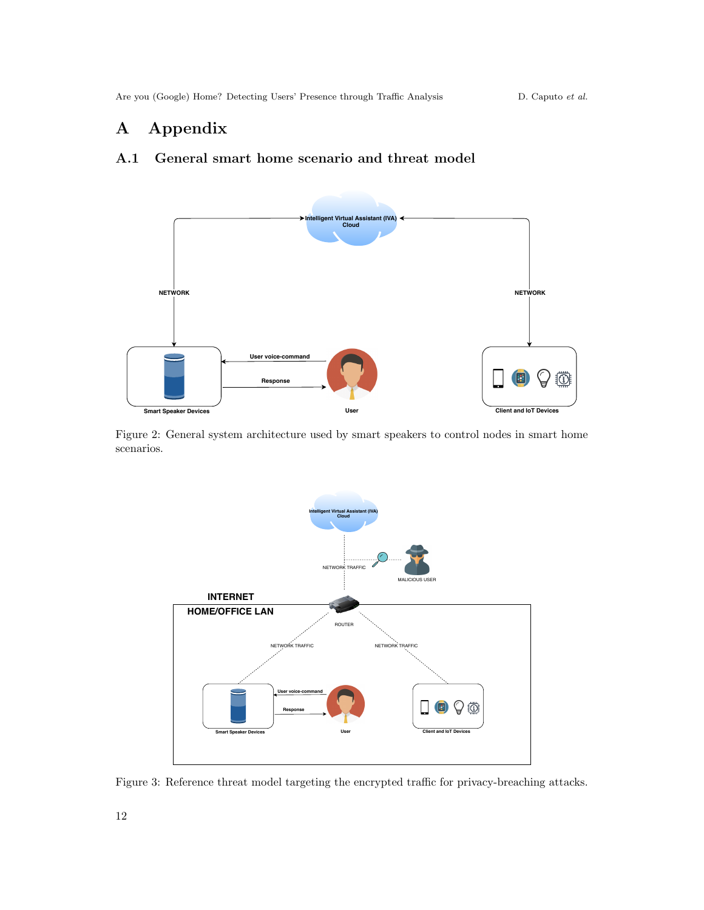# A Appendix

## A.1 General smart home scenario and threat model

Figure 2: General system architecture used by smart speakers to control nodes in smart home scenarios.

Figure 3: Reference threat model targeting the encrypted traffic for privacy-breaching attacks.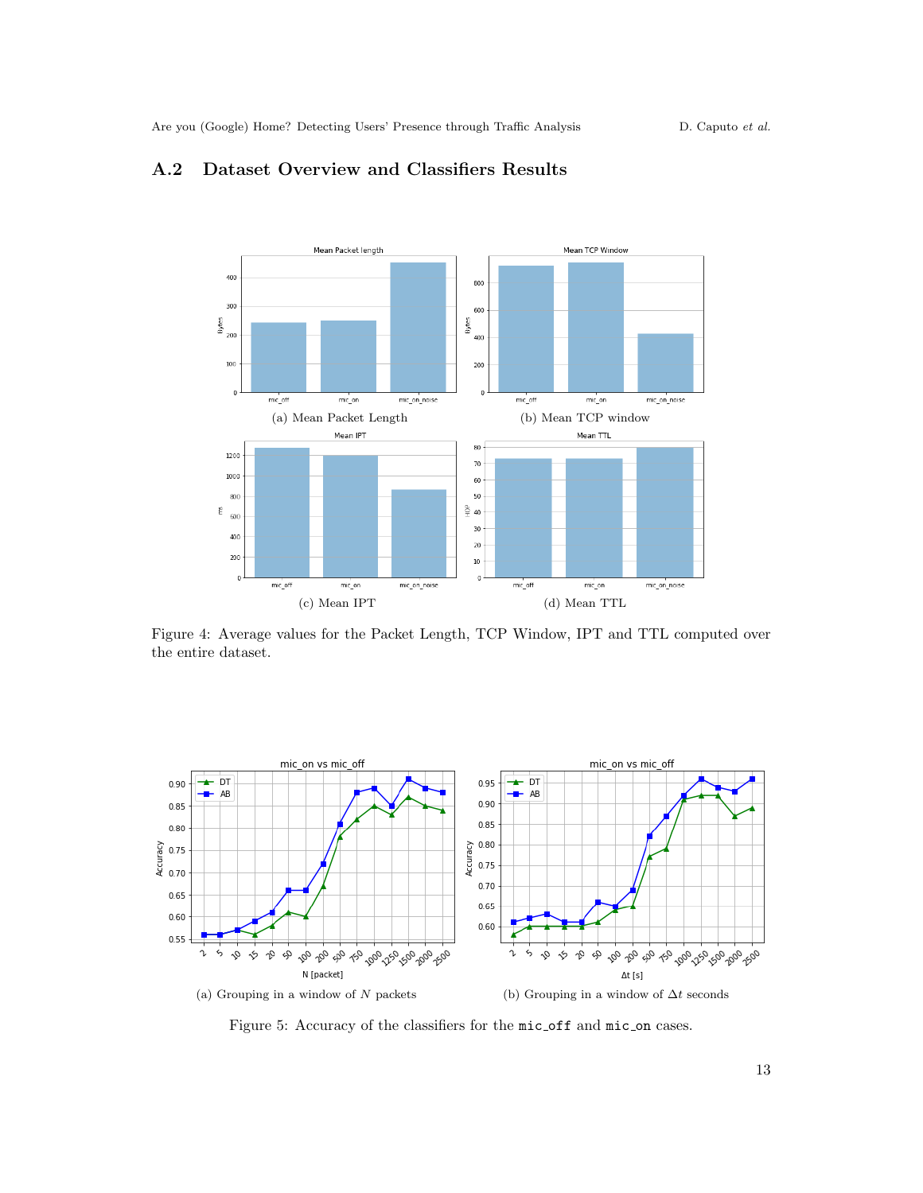## A.2 Dataset Overview and Classifiers Results

(a) Mean Packet Length

(b) Mean TCP window

(c) Mean IPT

(d) Mean TTL

Figure 4: Average values for the Packet Length, TCP Window, IPT and TTL computed over the entire dataset.

(a) Grouping in a window of $N$ packets

(b) Grouping in a window of $\Delta t$ seconds

Figure 5: Accuracy of the classifiers for the `mic_off` and `mic_on` cases.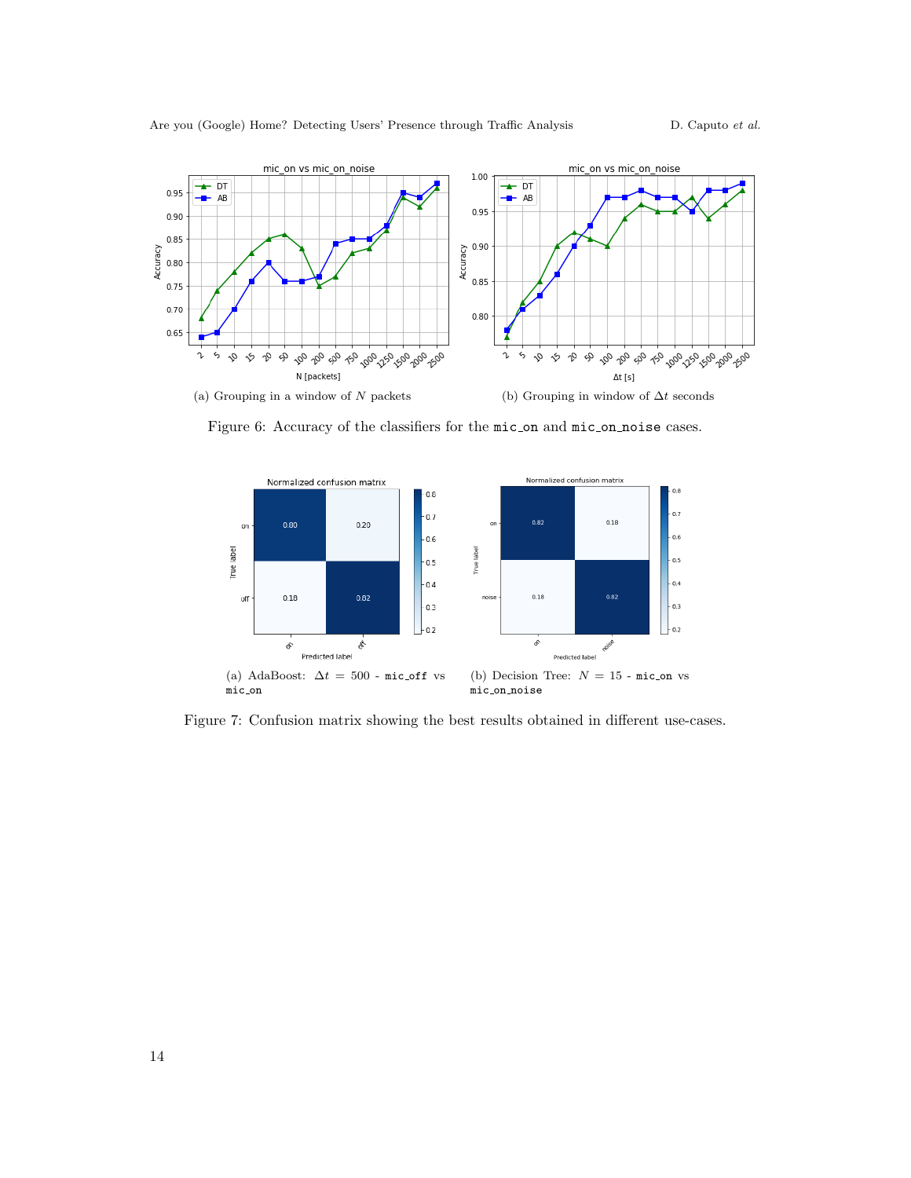mic_on vs mic_on_noise

DT
AB

Accuracy

0.95
0.90
0.85
0.80
0.75
0.70
0.65

2 5 10 15 20 50 100 200 500 750 1000 1250 1500 2000 2500

N [packets]

(a) Grouping in a window of $N$ packets

mic_on vs mic_on_noise

DT
AB

Accuracy

1.00
0.95
0.90
0.85
0.80

2 5 10 15 20 50 100 200 500 750 1000 1250 1500 2000 2500

Δt [s]

(b) Grouping in window of $\Delta t$ seconds

Figure 6: Accuracy of the classifiers for the `mic_on` and `mic_on_noise` cases.

Normalized confusion matrix

True label

on
off

0.80
0.20
0.18
0.82

on
off

Predicted label

0.8
0.7
0.6
0.5
0.4
0.3
0.2

(a) AdaBoost: $\Delta t$ = 500 - `mic_off` vs `mic_on`

Normalized confusion matrix

True label

on
noise

0.82
0.18
0.18
0.82

on
noise

Predicted label

0.8
0.7
0.6
0.5
0.4
0.3
0.2

(b) Decision Tree: $N$ = 15 - `mic_on` vs `mic_on_noise`

Figure 7: Confusion matrix showing the best results obtained in different use-cases.